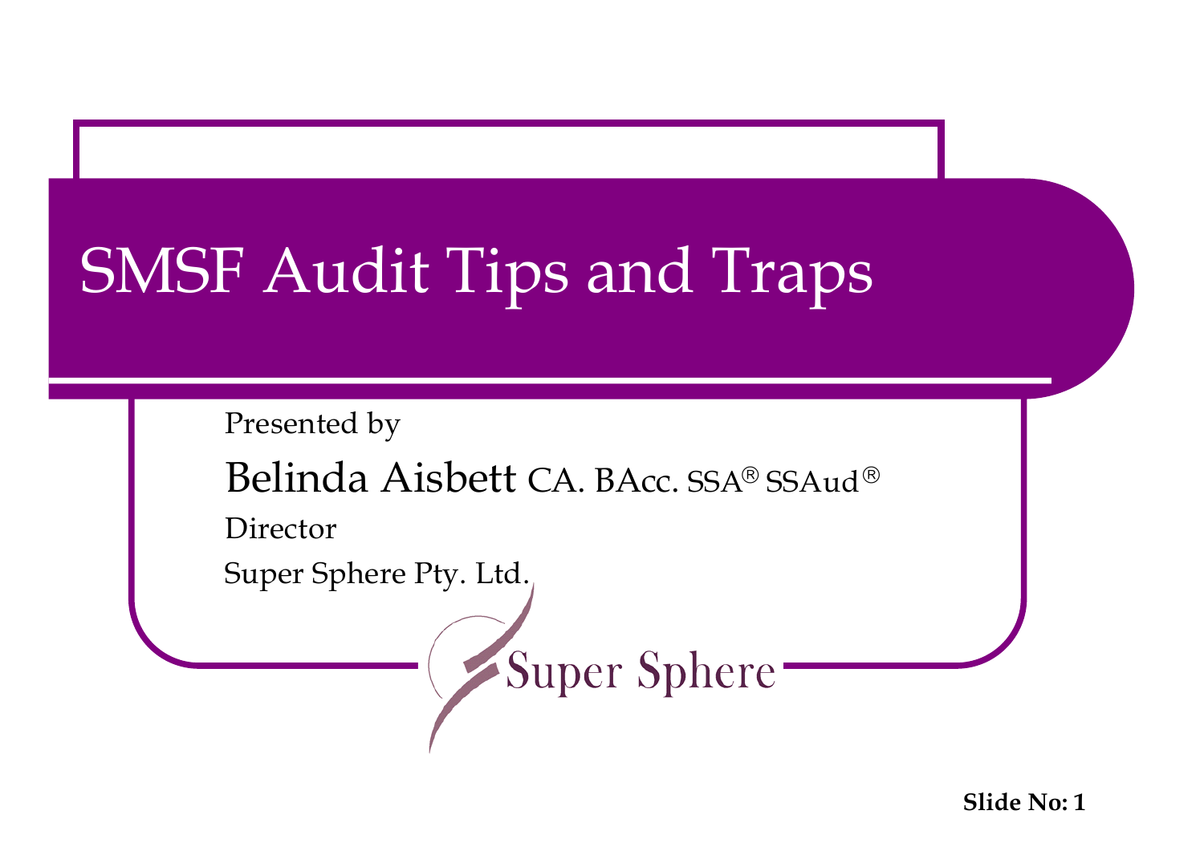# SMSF Audit Tips and Traps

Presented by

Belinda Aisbett CA. BAcc. SSA® SSAud®

Director

Super Sphere Pty. Ltd.

Super Sphere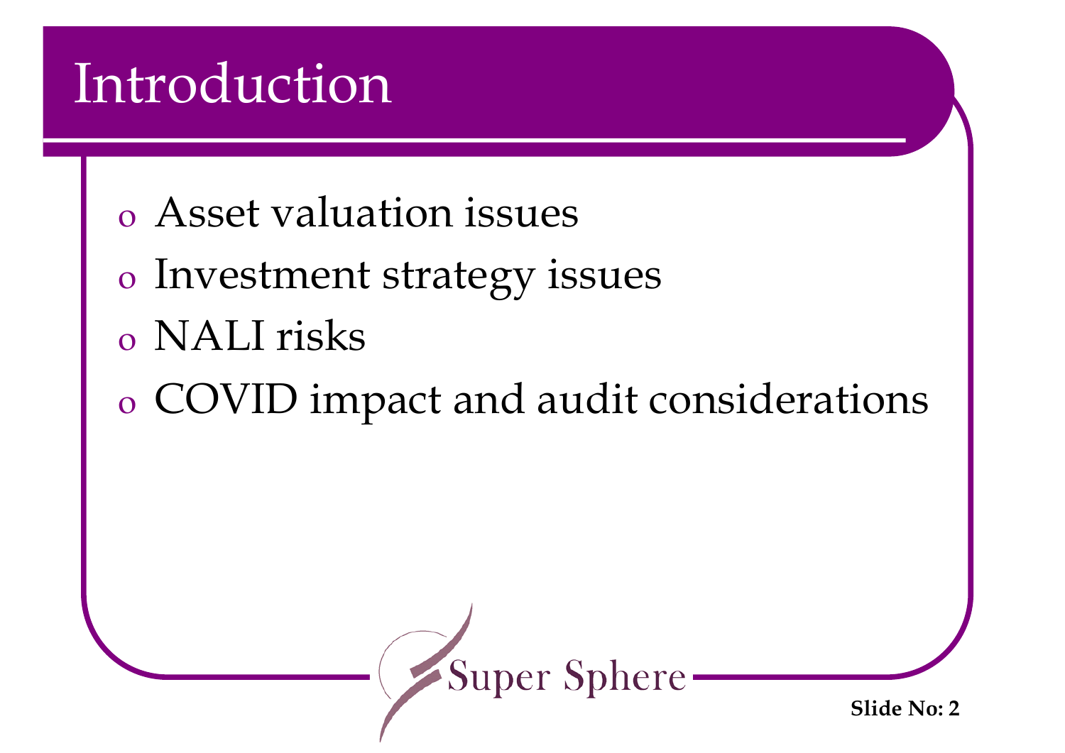# Introduction

- Asset valuation issues
- Investment strategy issues
- NALI risks
- COVID impact and audit considerations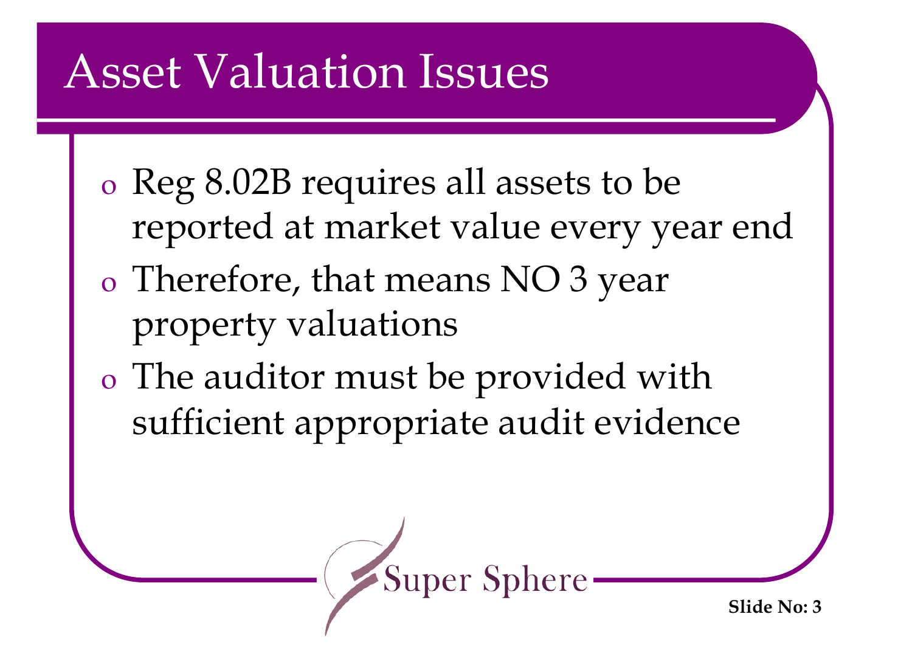# Asset Valuation Issues

- Reg 8.02B requires all assets to be reported at market value every year end
- Therefore, that means NO 3 year property valuations
- The auditor must be provided with sufficient appropriate audit evidence

Super Sphere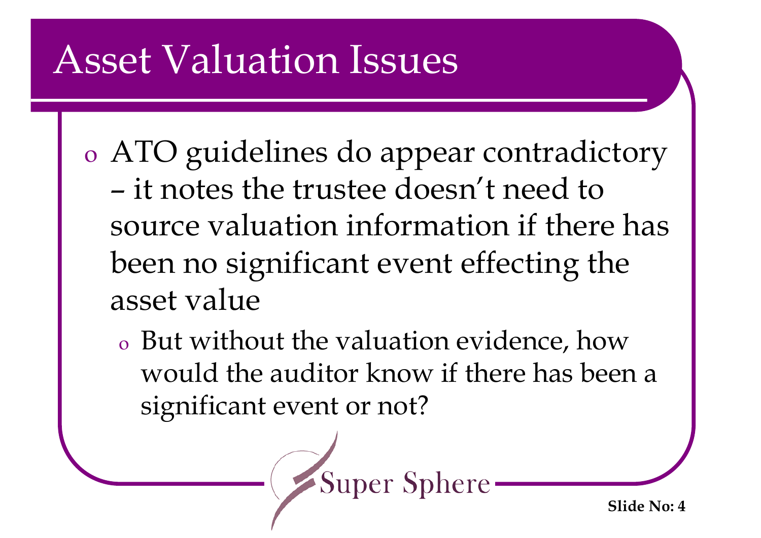# Asset Valuation Issues

- ATO guidelines do appear contradictory – it notes the trustee doesn't need to source valuation information if there has been no significant event effecting the asset value
  - But without the valuation evidence, how would the auditor know if there has been a significant event or not?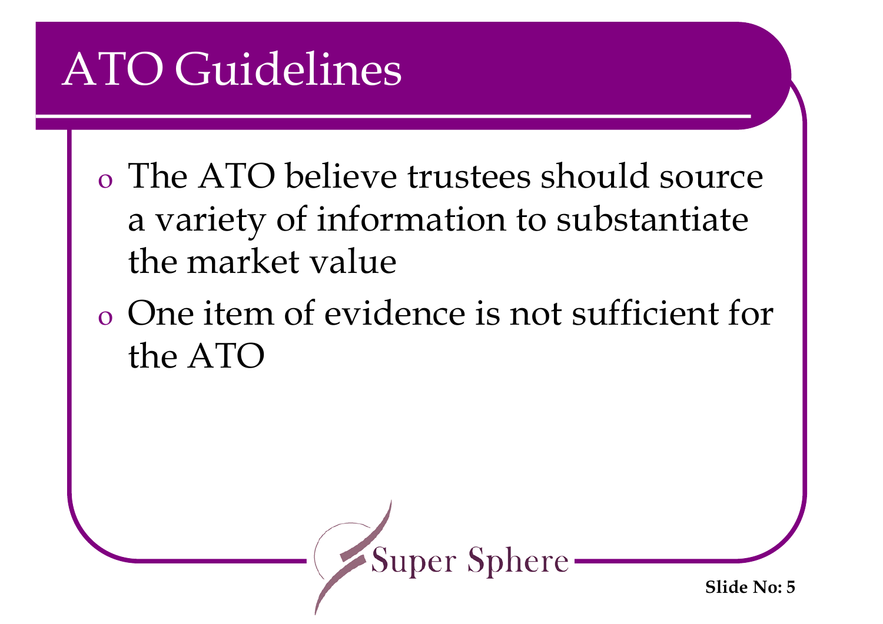# ATO Guidelines

- The ATO believe trustees should source a variety of information to substantiate the market value
- One item of evidence is not sufficient for the ATO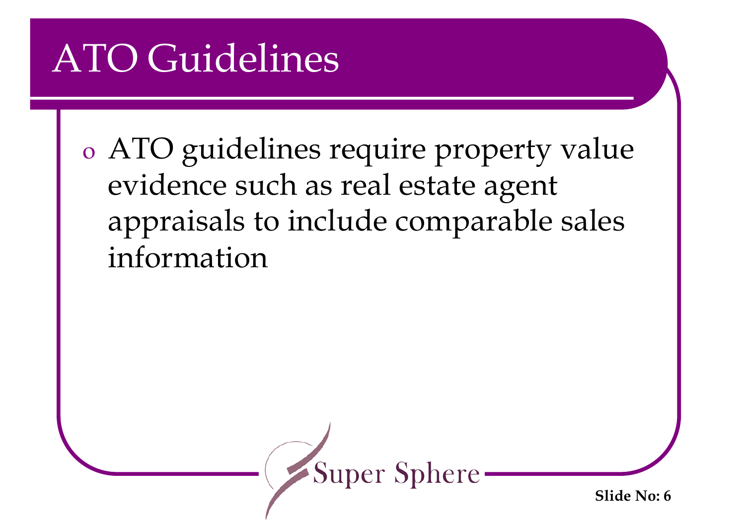# ATO Guidelines

- ATO guidelines require property value evidence such as real estate agent appraisals to include comparable sales information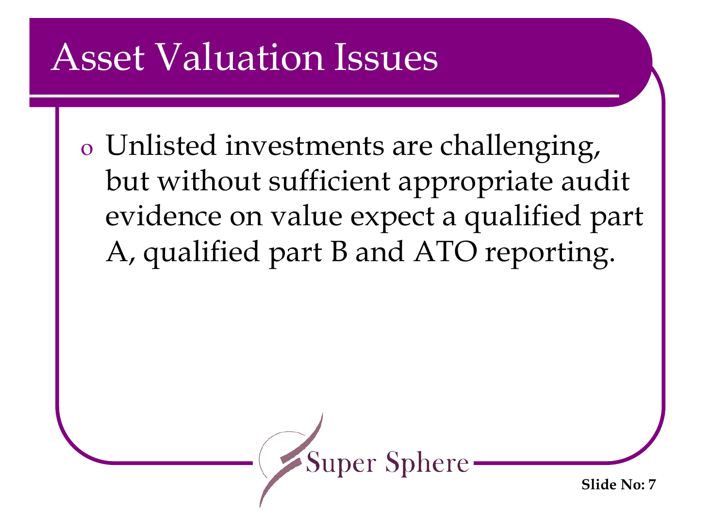# Asset Valuation Issues

- Unlisted investments are challenging, but without sufficient appropriate audit evidence on value expect a qualified part A, qualified part B and ATO reporting.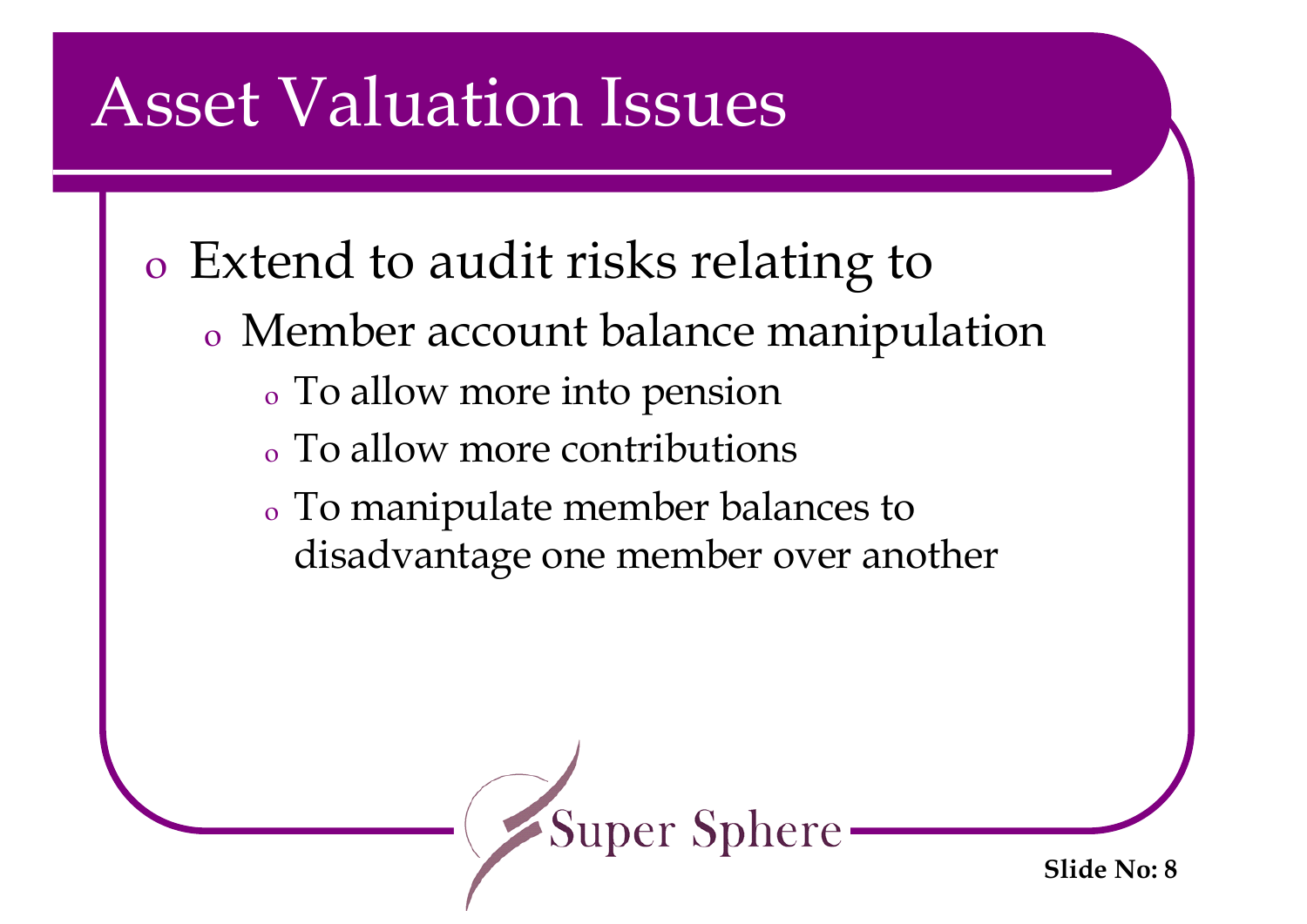# Asset Valuation Issues

- Extend to audit risks relating to
  - Member account balance manipulation
    - To allow more into pension
    - To allow more contributions
    - To manipulate member balances to disadvantage one member over another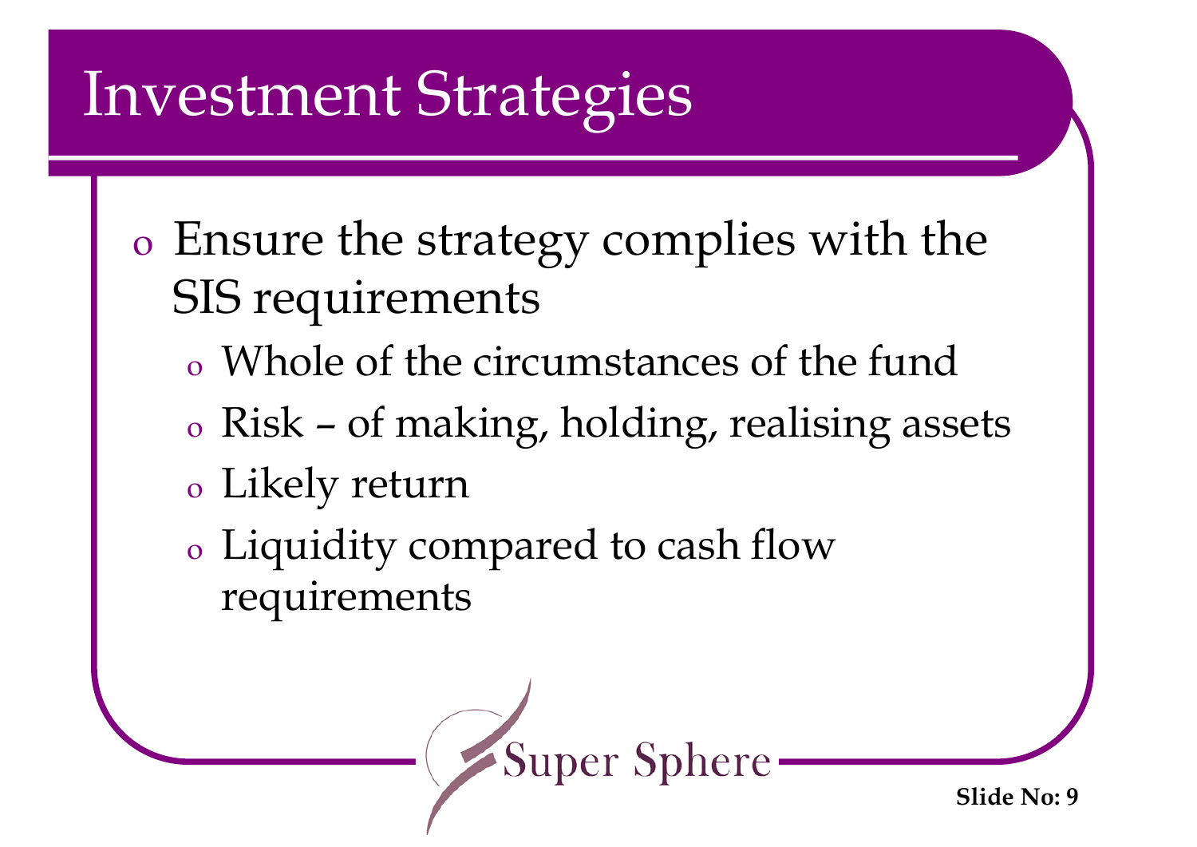# Investment Strategies

- Ensure the strategy complies with the SIS requirements
  - Whole of the circumstances of the fund
  - Risk – of making, holding, realising assets
  - Likely return
  - Liquidity compared to cash flow requirements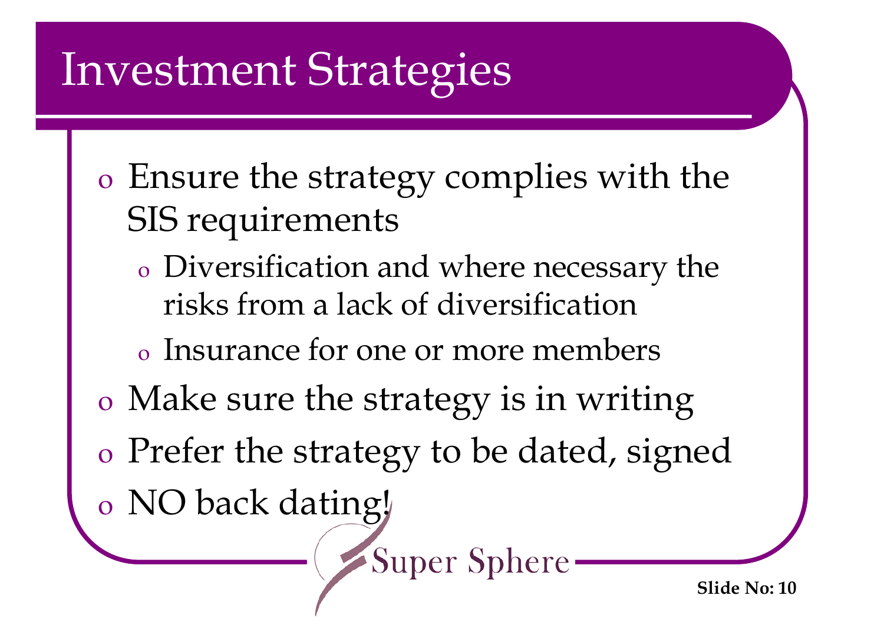# Investment Strategies

- Ensure the strategy complies with the SIS requirements
  - Diversification and where necessary the risks from a lack of diversification
  - Insurance for one or more members
- Make sure the strategy is in writing
- Prefer the strategy to be dated, signed
- NO back dating!

Super Sphere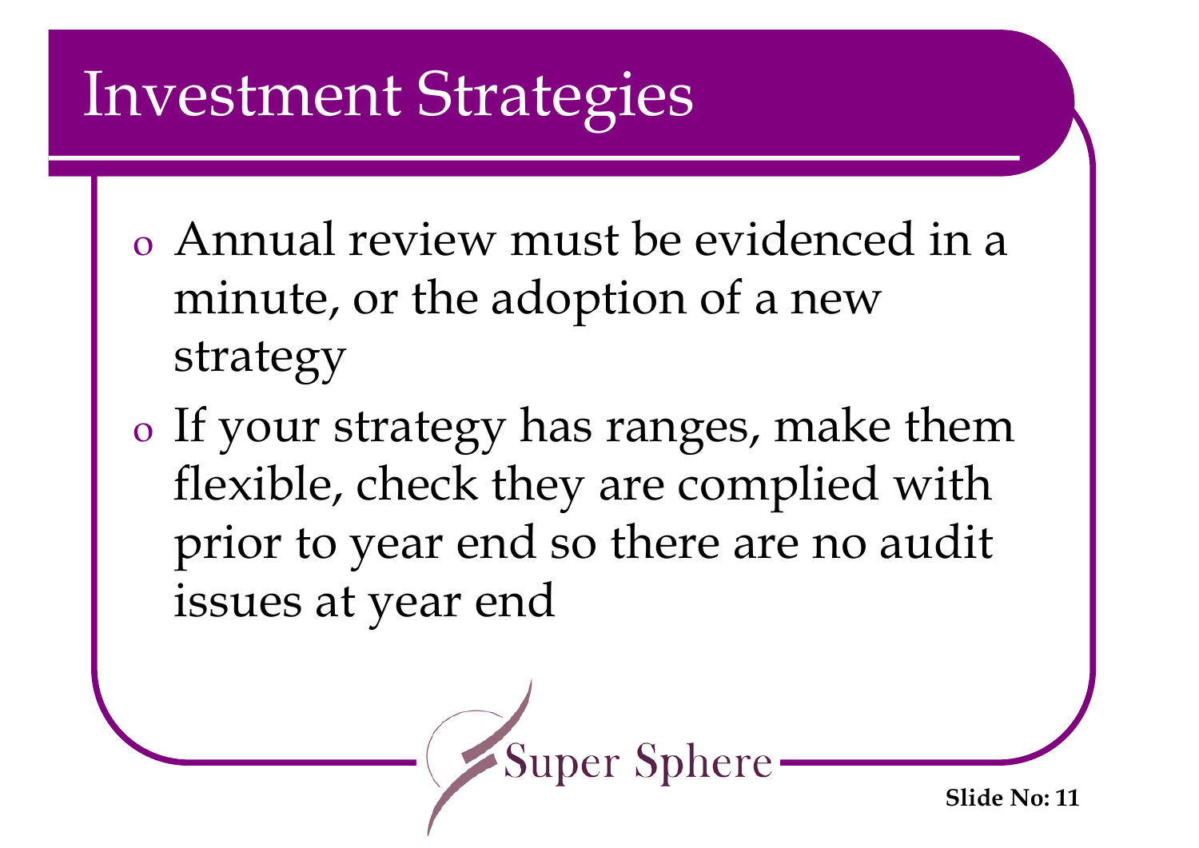# Investment Strategies

- Annual review must be evidenced in a minute, or the adoption of a new strategy
- If your strategy has ranges, make them flexible, check they are complied with prior to year end so there are no audit issues at year end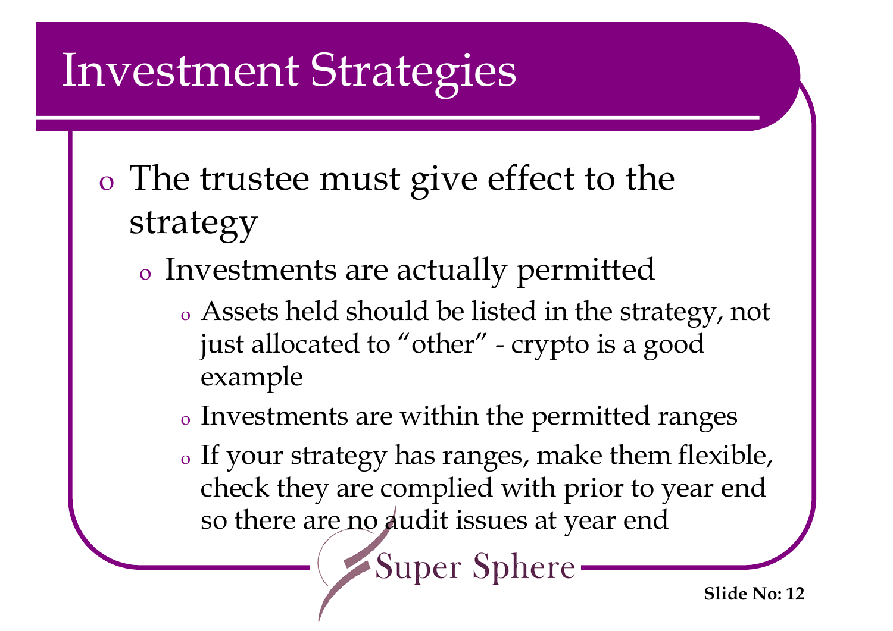# Investment Strategies

- The trustee must give effect to the strategy
  - Investments are actually permitted
    - Assets held should be listed in the strategy, not just allocated to "other" - crypto is a good example
    - Investments are within the permitted ranges
    - If your strategy has ranges, make them flexible, check they are complied with prior to year end so there are no audit issues at year end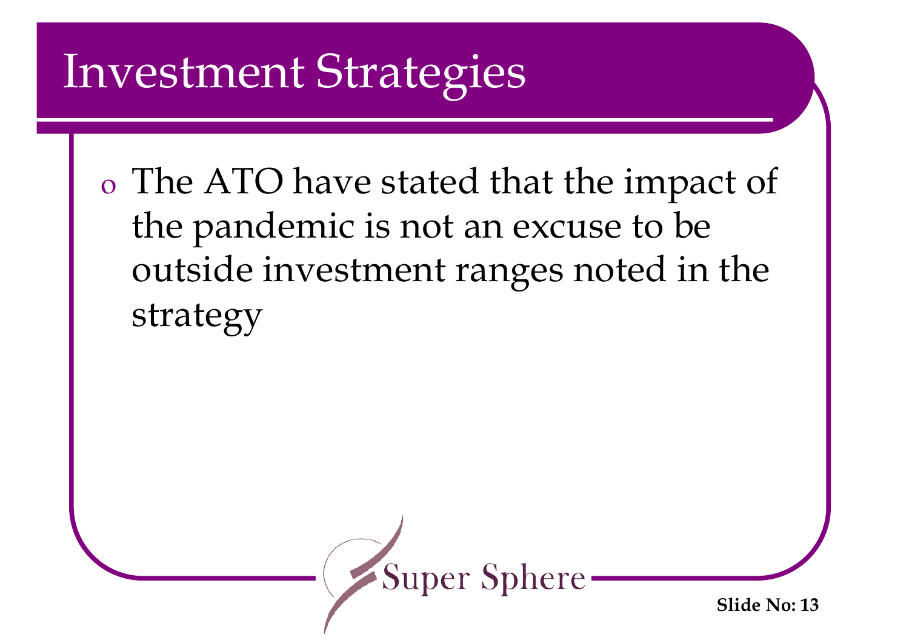# Investment Strategies

- The ATO have stated that the impact of the pandemic is not an excuse to be outside investment ranges noted in the strategy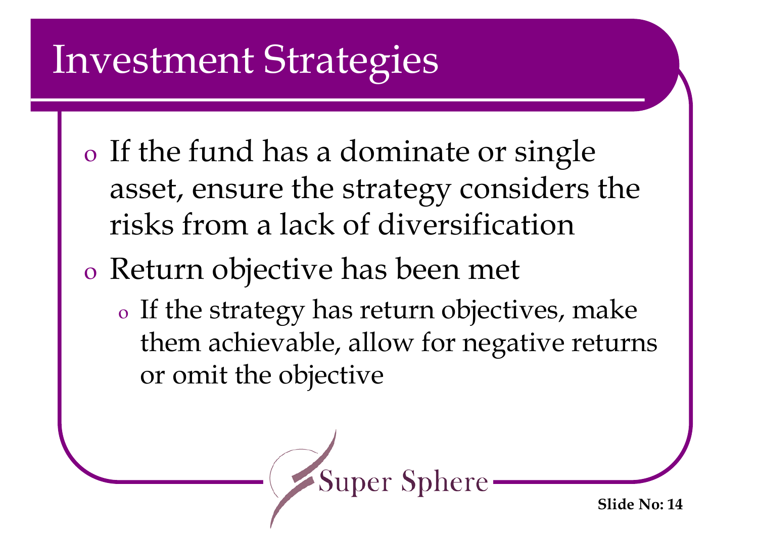# Investment Strategies

- If the fund has a dominate or single asset, ensure the strategy considers the risks from a lack of diversification
- Return objective has been met
  - If the strategy has return objectives, make them achievable, allow for negative returns or omit the objective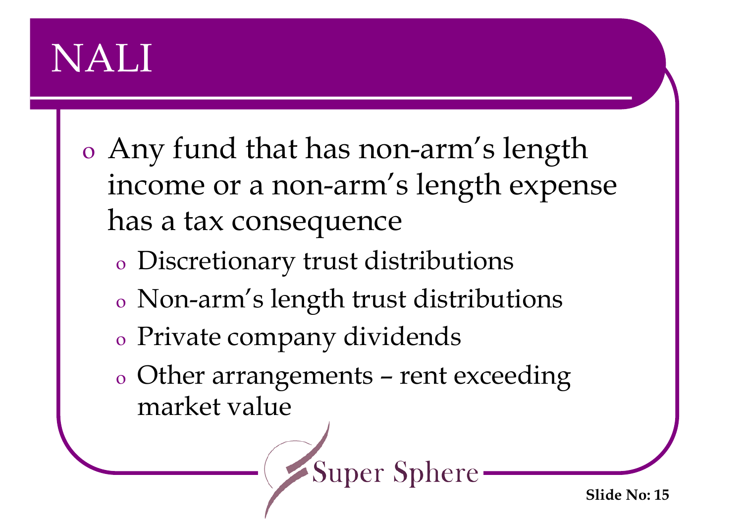# NALI

- Any fund that has non-arm's length income or a non-arm's length expense has a tax consequence
  - Discretionary trust distributions
  - Non-arm's length trust distributions
  - Private company dividends
  - Other arrangements – rent exceeding market value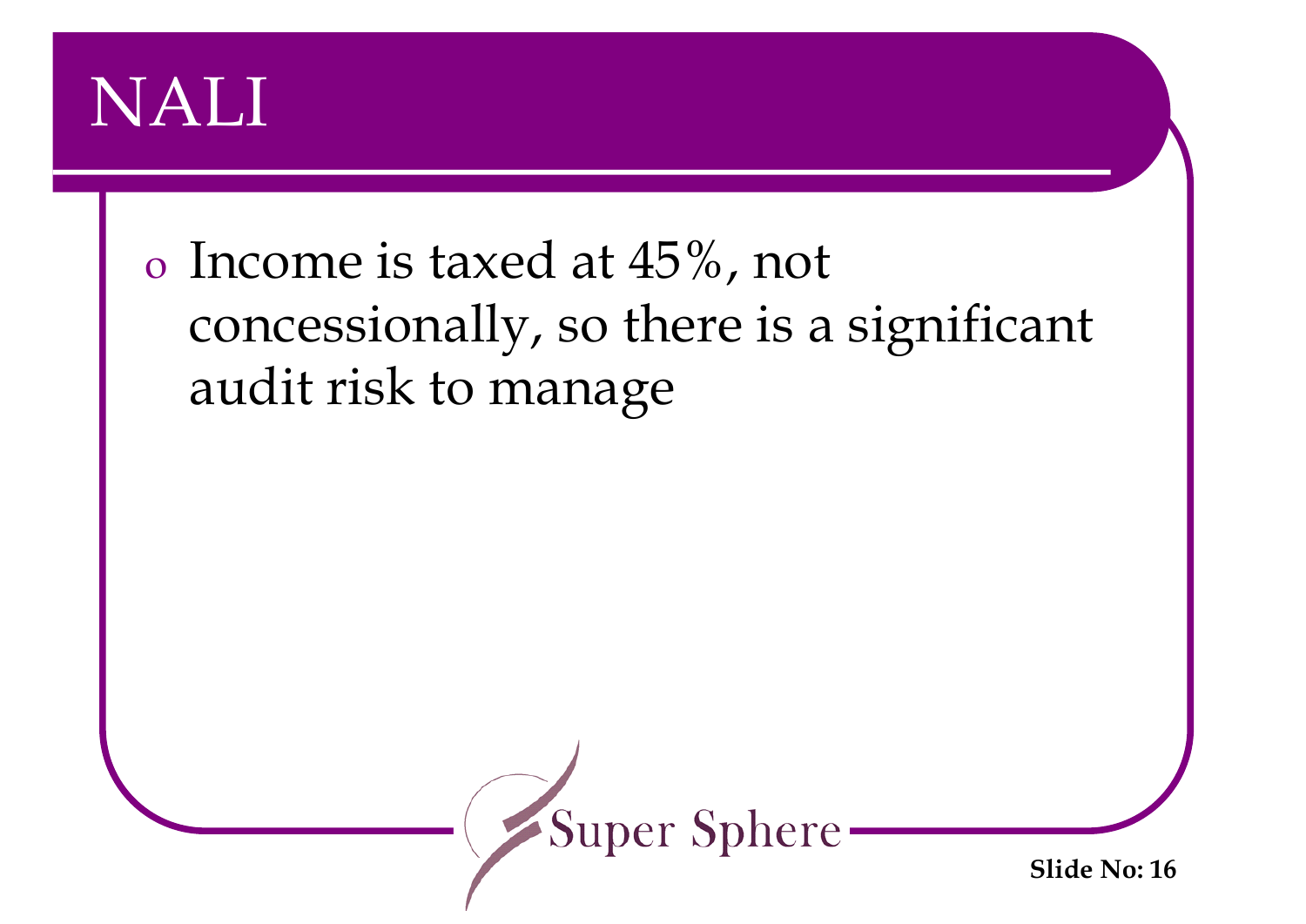# NALI

- Income is taxed at 45%, not concessionally, so there is a significant audit risk to manage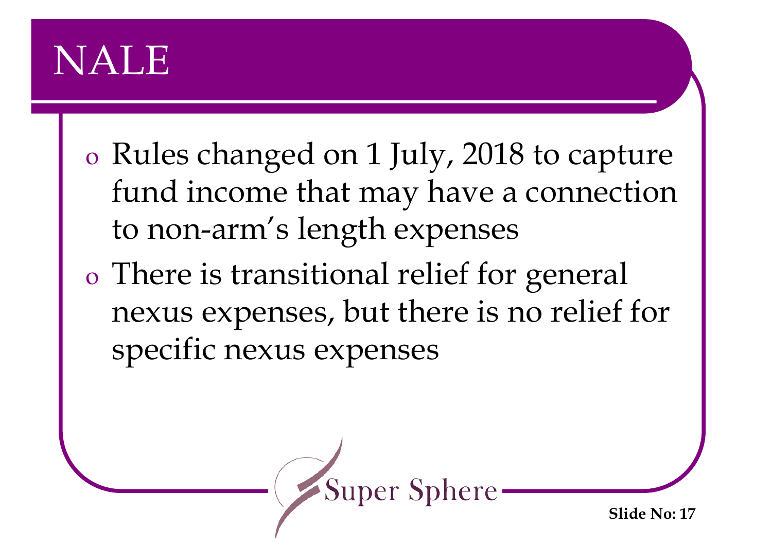# NALE

- Rules changed on 1 July, 2018 to capture fund income that may have a connection to non-arm's length expenses
- There is transitional relief for general nexus expenses, but there is no relief for specific nexus expenses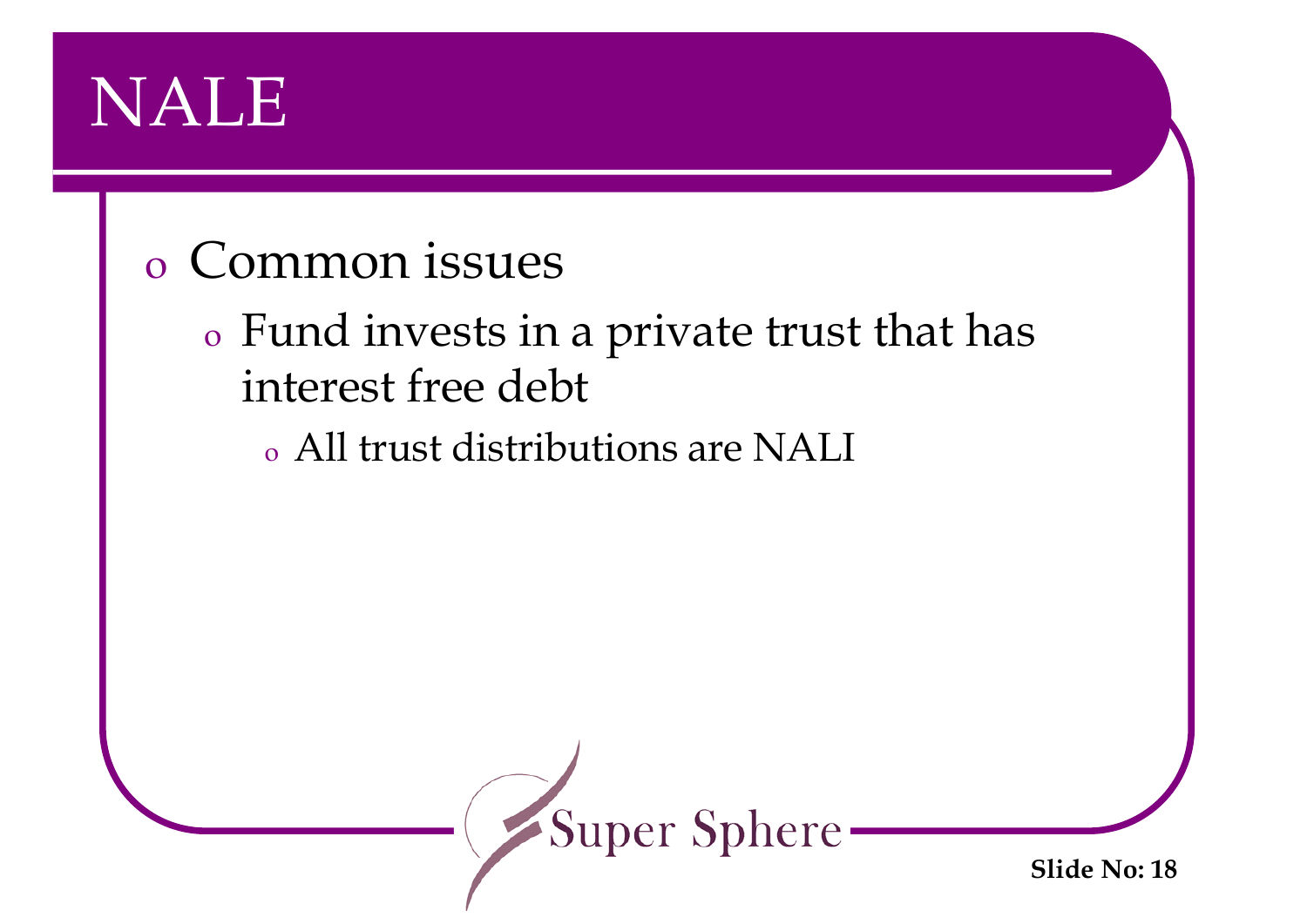# NALE

- Common issues
  - Fund invests in a private trust that has interest free debt
    - All trust distributions are NALI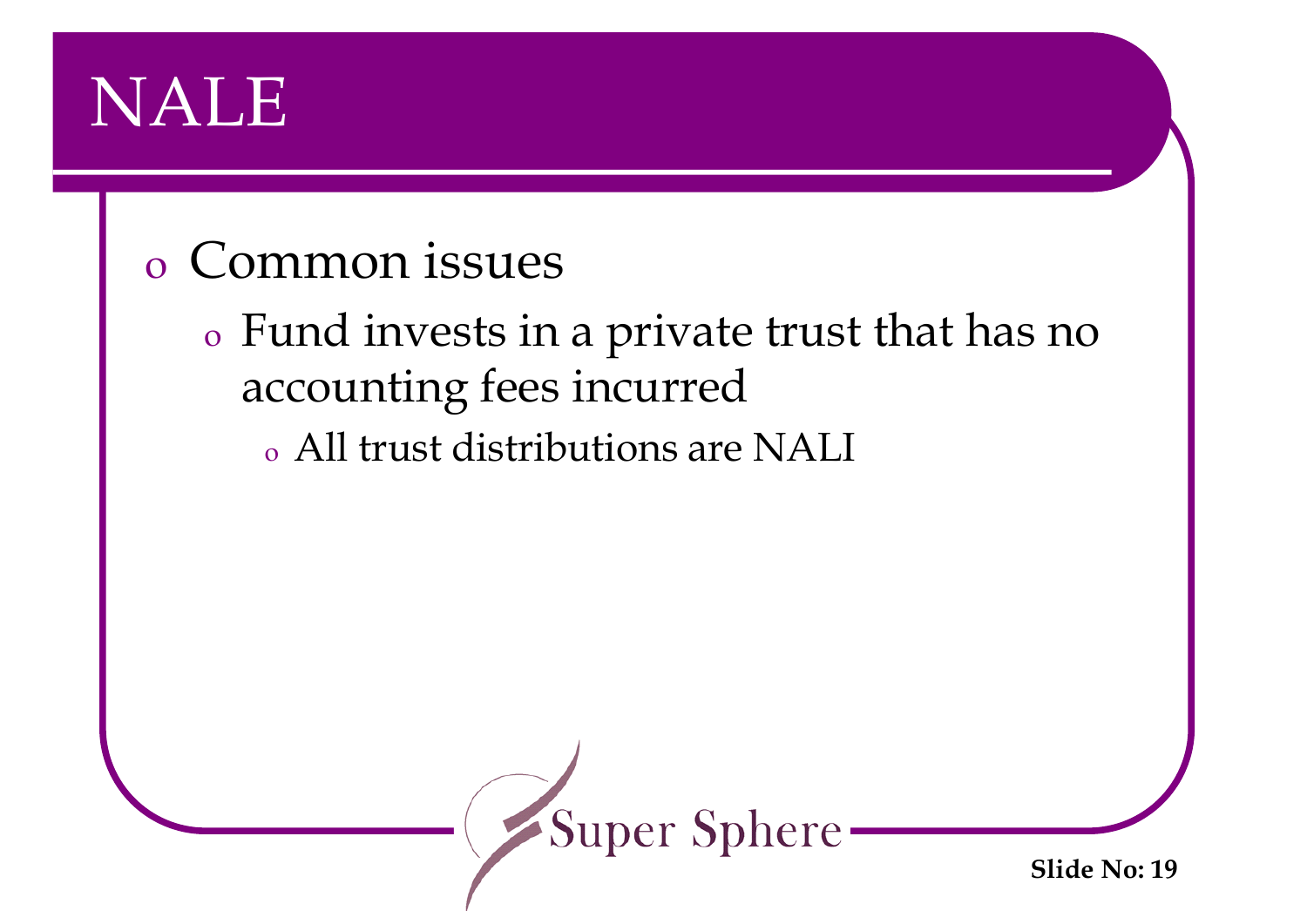# NALE

- Common issues
  - Fund invests in a private trust that has no accounting fees incurred
    - All trust distributions are NALI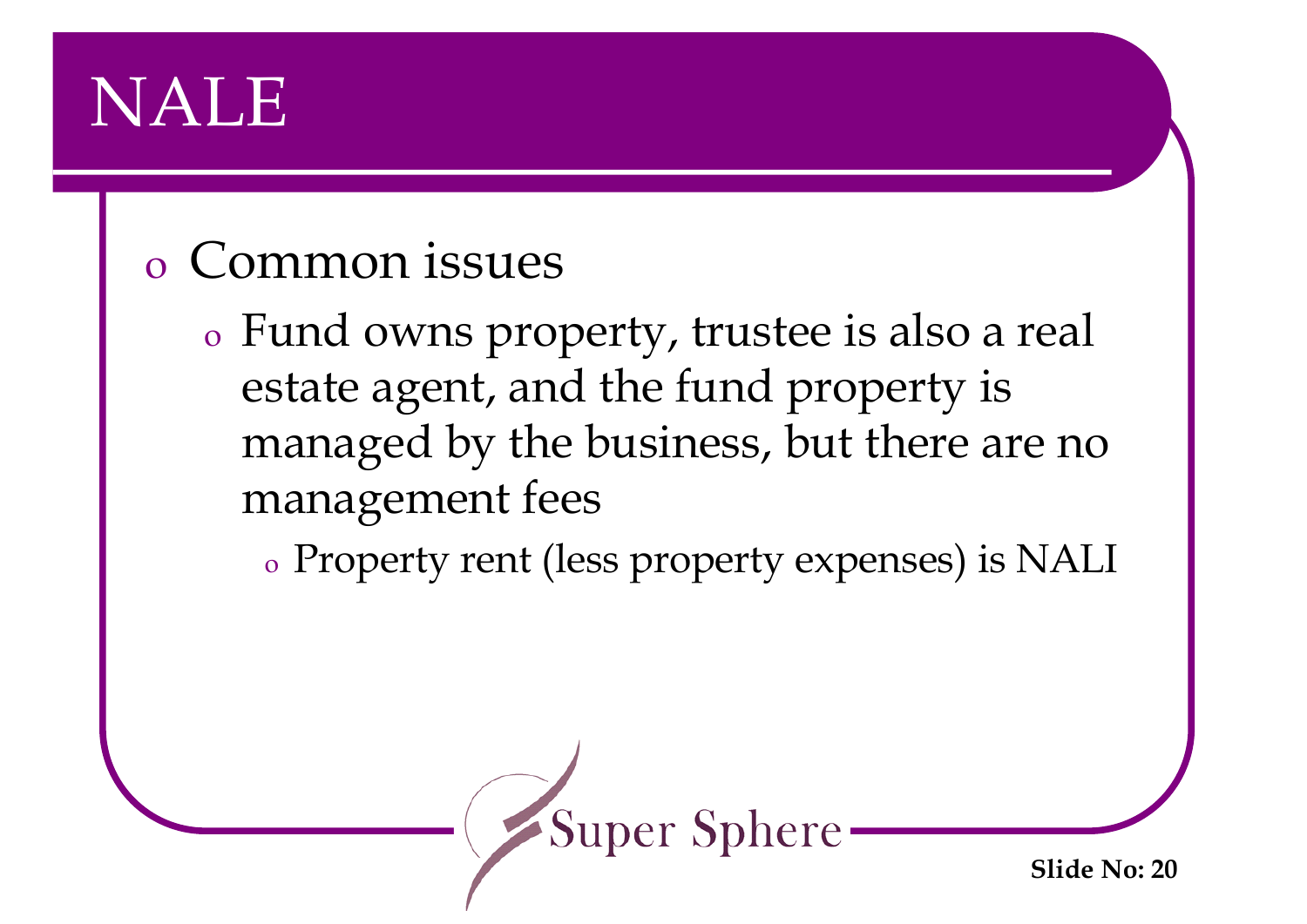# NALE

- Common issues
  - Fund owns property, trustee is also a real estate agent, and the fund property is managed by the business, but there are no management fees
    - Property rent (less property expenses) is NALI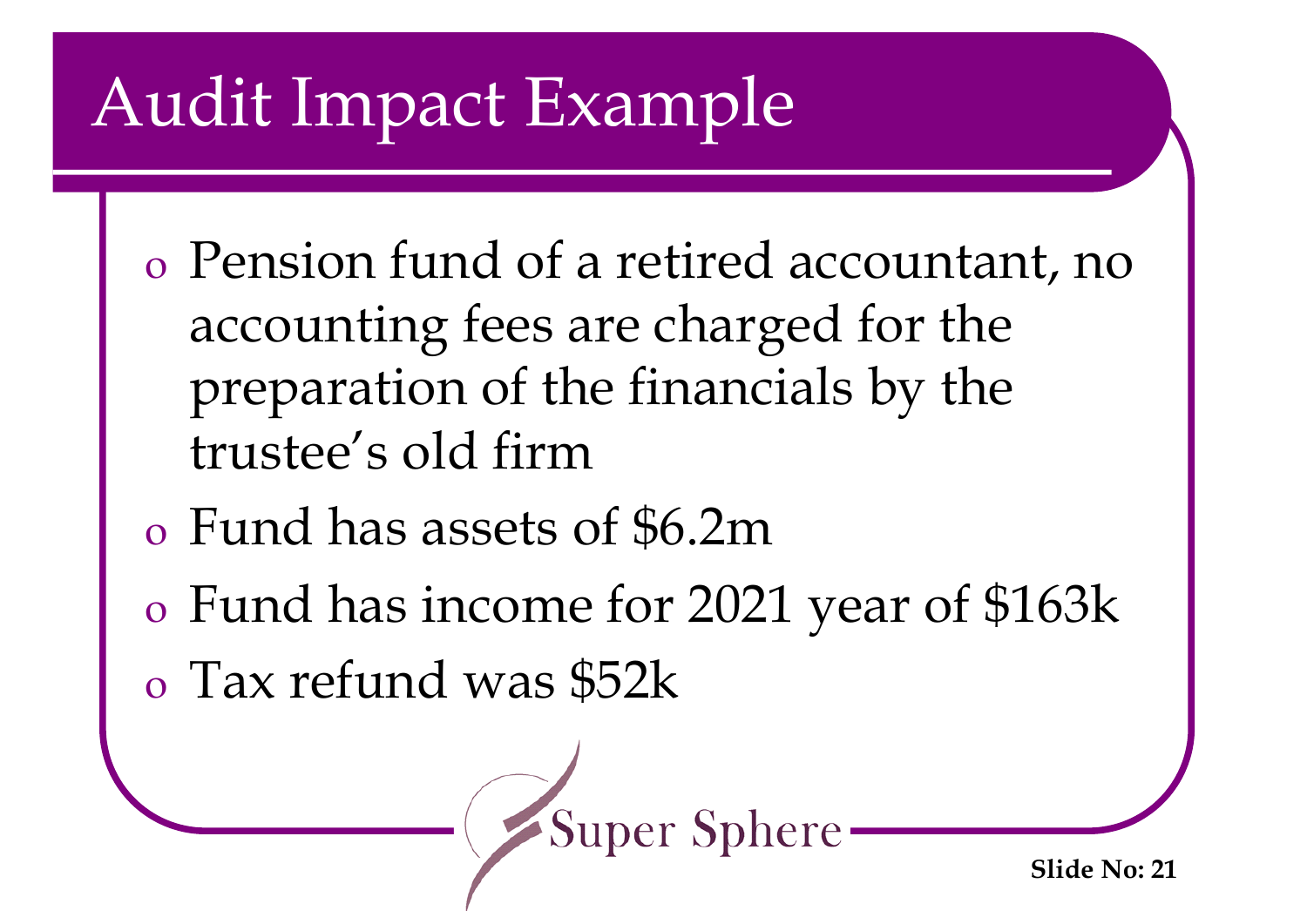# Audit Impact Example

- Pension fund of a retired accountant, no accounting fees are charged for the preparation of the financials by the trustee's old firm
- Fund has assets of $6.2m
- Fund has income for 2021 year of $163k
- Tax refund was $52k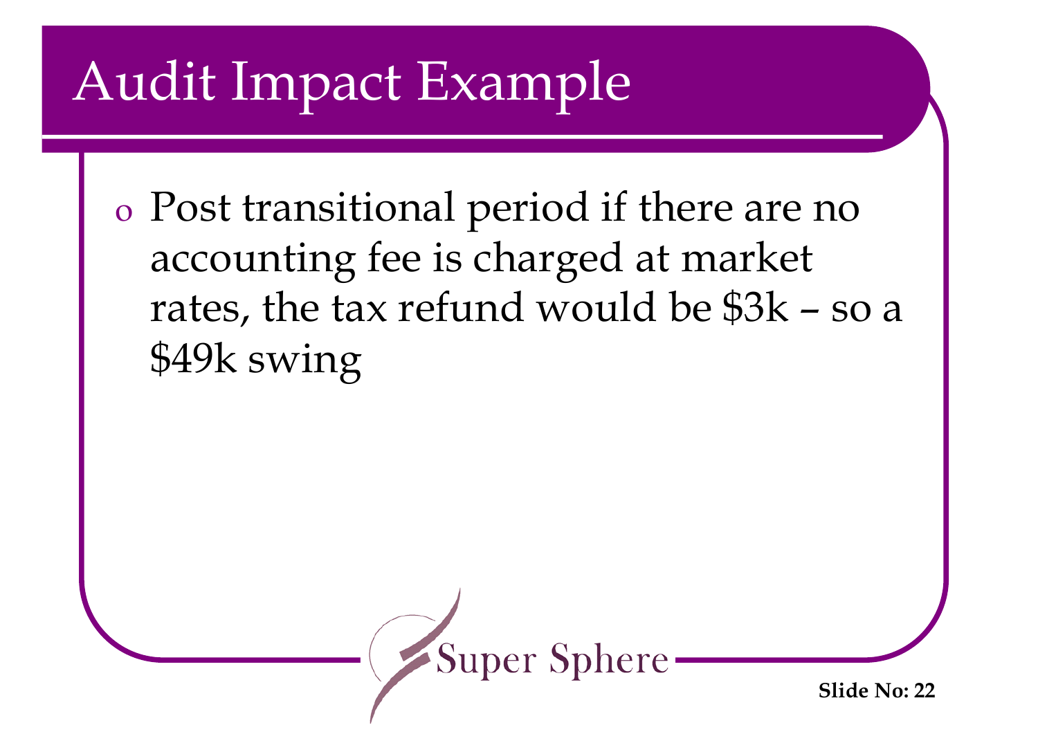# Audit Impact Example

- Post transitional period if there are no accounting fee is charged at market rates, the tax refund would be $3k – so a $49k swing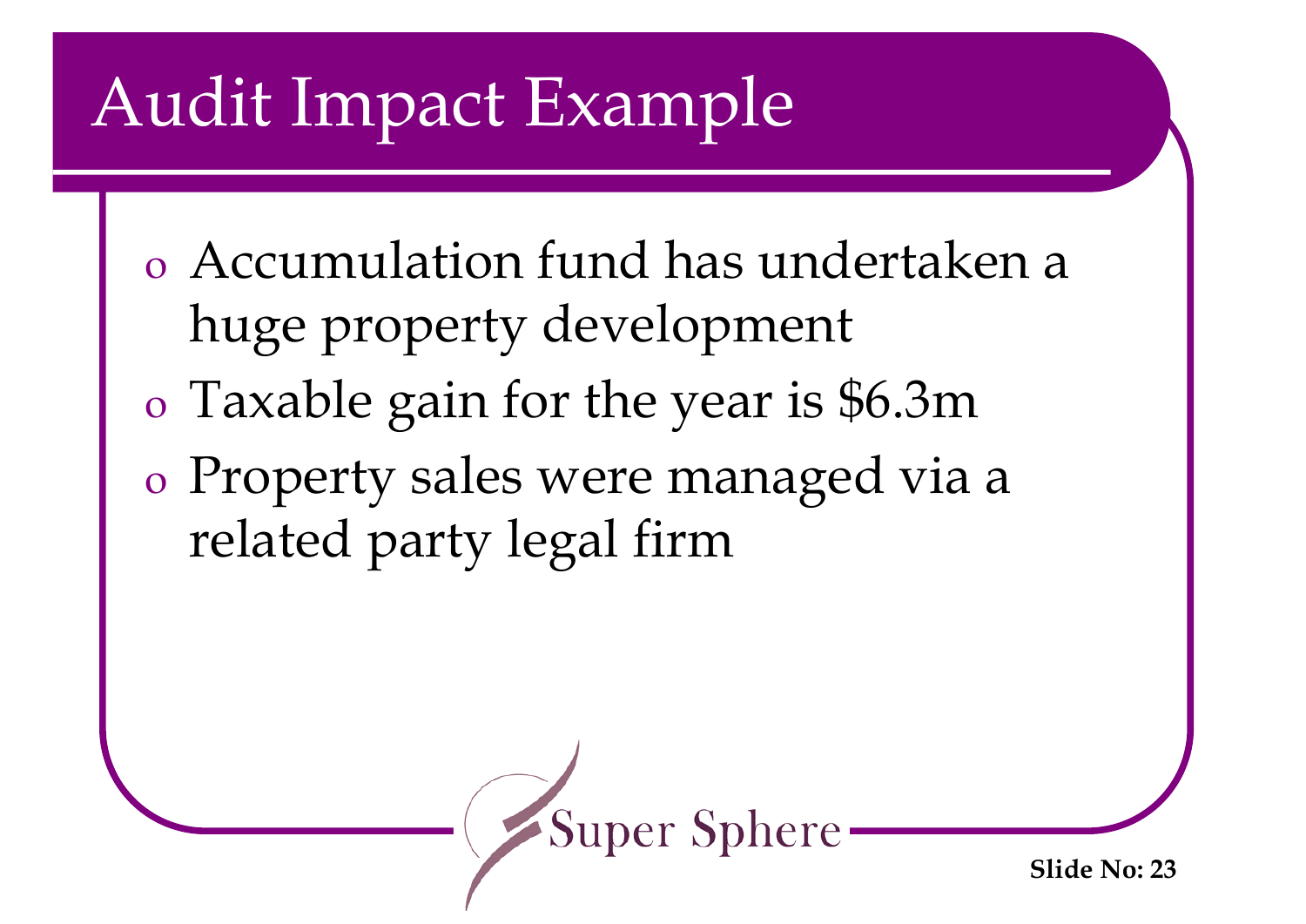# Audit Impact Example

- Accumulation fund has undertaken a huge property development
- Taxable gain for the year is $6.3m
- Property sales were managed via a related party legal firm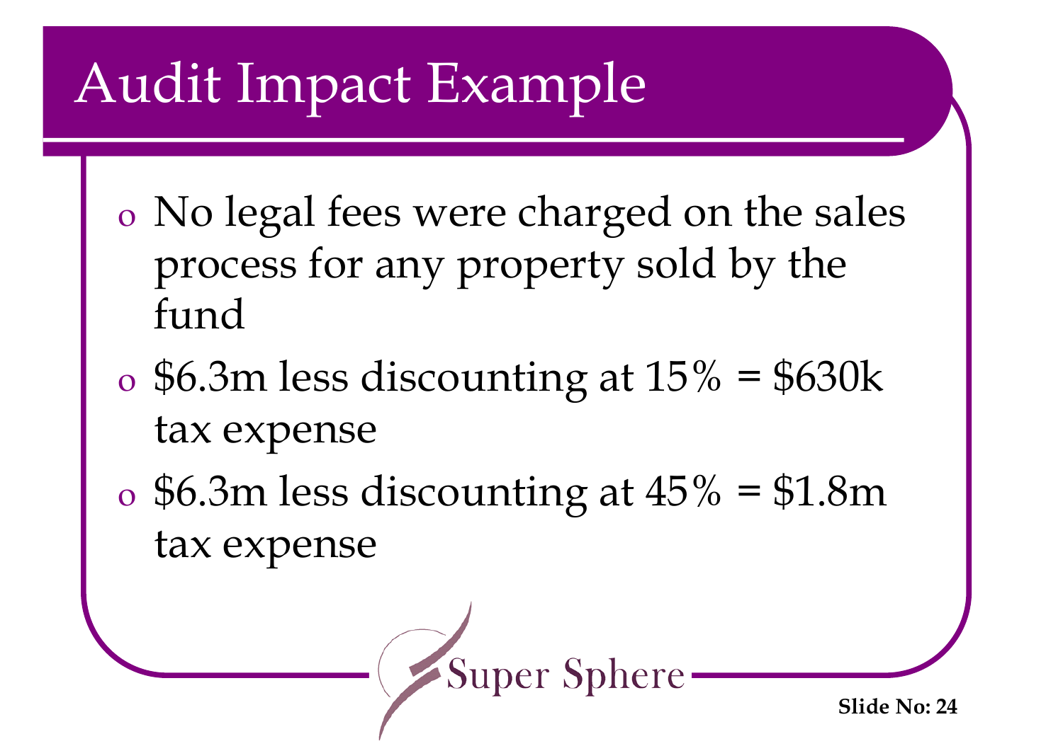# Audit Impact Example

- No legal fees were charged on the sales process for any property sold by the fund
- $6.3m less discounting at 15% = $630k tax expense
- $6.3m less discounting at 45% = $1.8m tax expense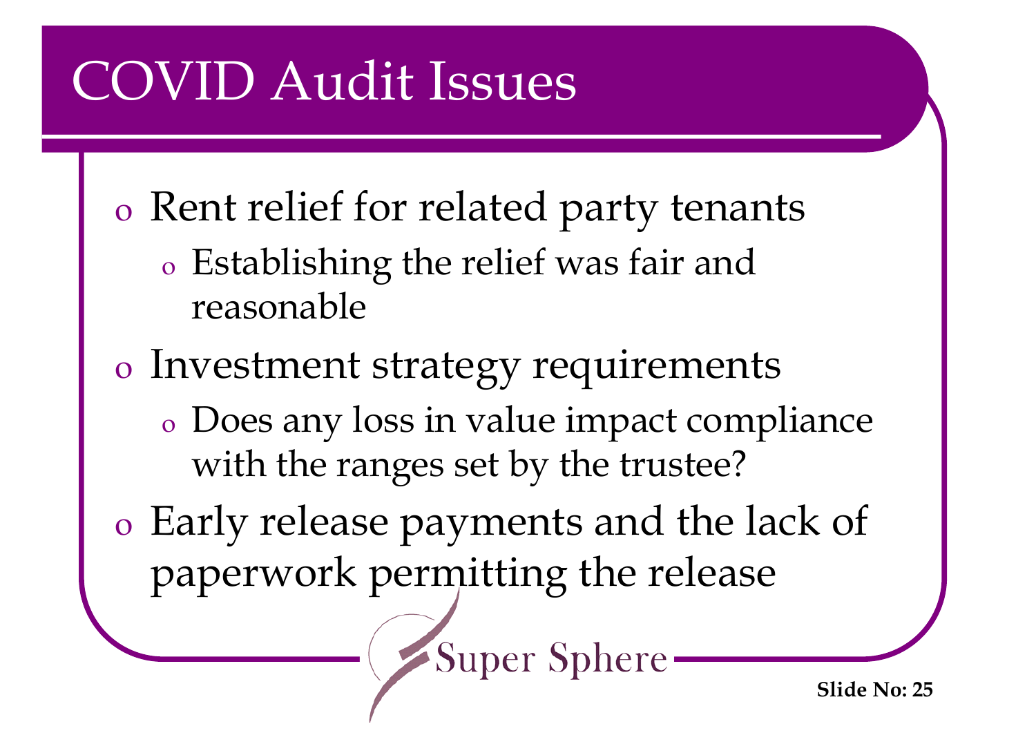# COVID Audit Issues

- Rent relief for related party tenants
  - Establishing the relief was fair and reasonable
- Investment strategy requirements
  - Does any loss in value impact compliance with the ranges set by the trustee?
- Early release payments and the lack of paperwork permitting the release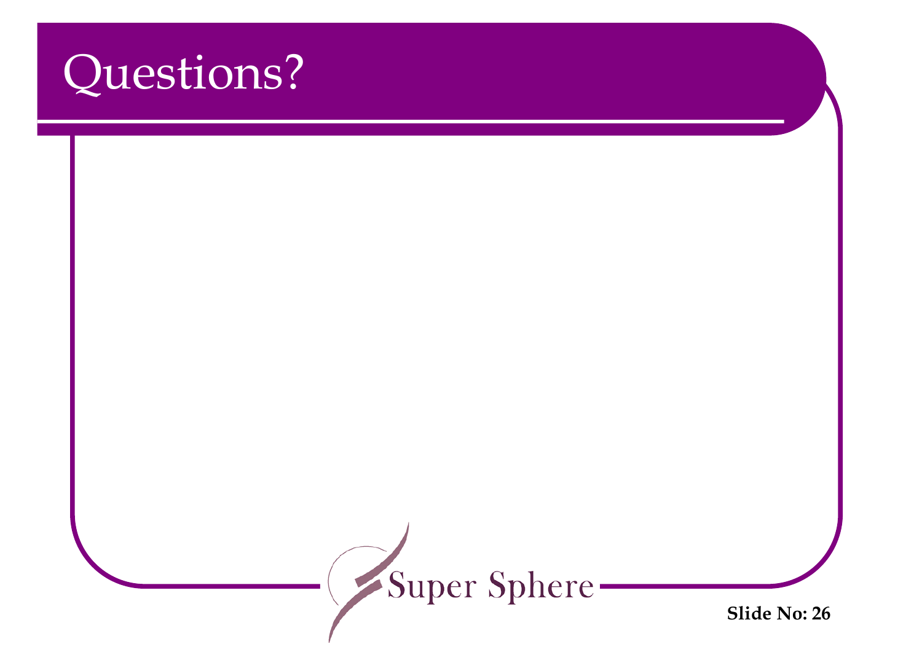# Questions?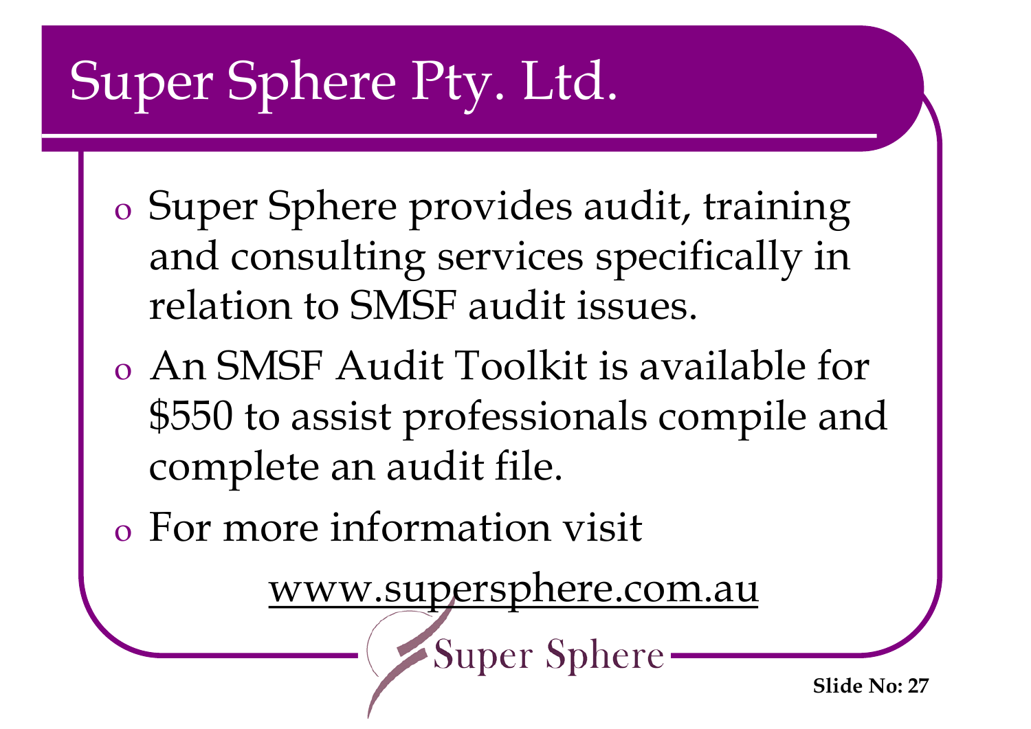# Super Sphere Pty. Ltd.

- Super Sphere provides audit, training and consulting services specifically in relation to SMSF audit issues.
- An SMSF Audit Toolkit is available for $550 to assist professionals compile and complete an audit file.
- For more information visit

www.supersphere.com.au